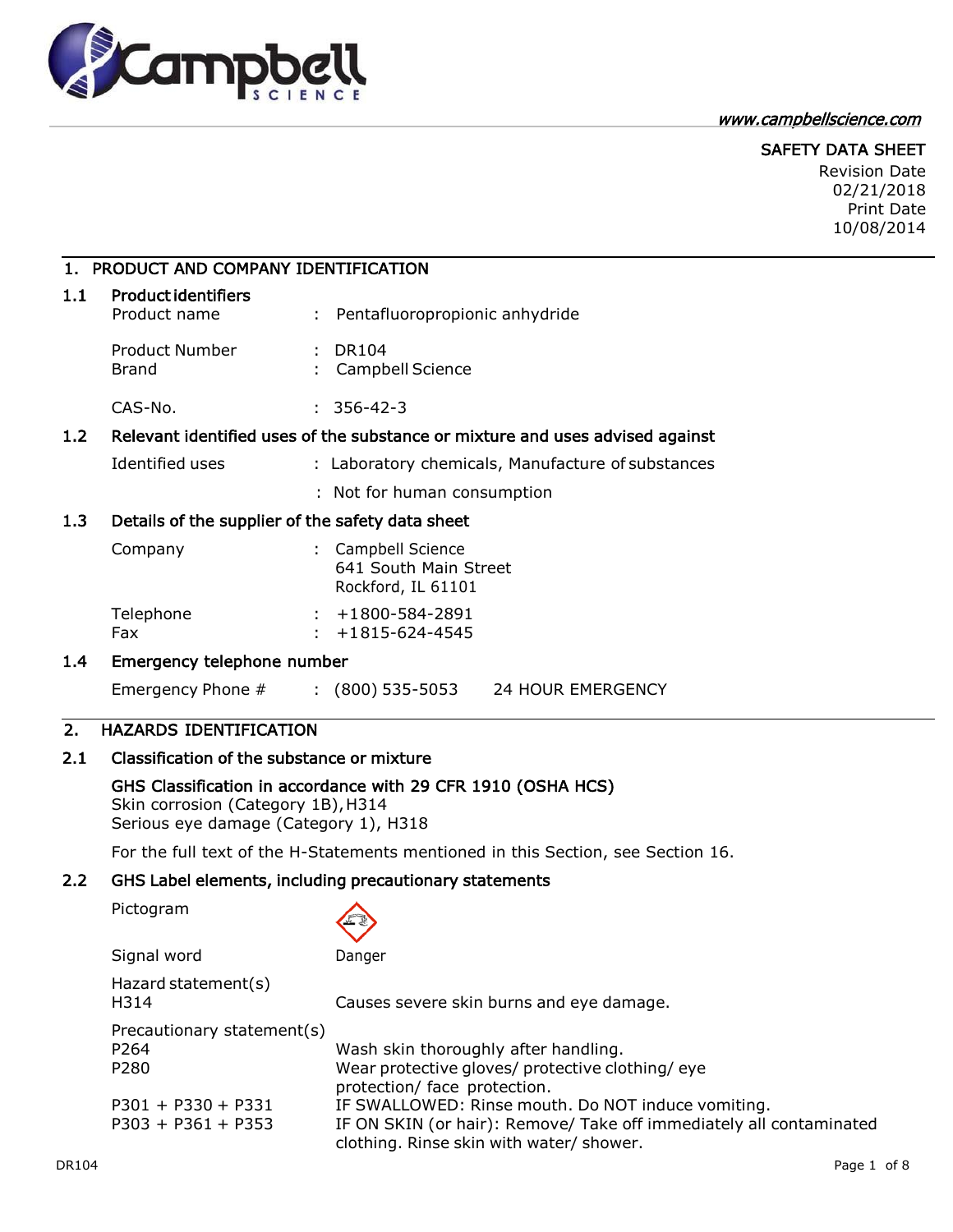www.campbellscience.com

# SAFETY DATA SHEET

Revision Date 02/21/2018
Print Date 10/08/2014

## 1. PRODUCT AND COMPANY IDENTIFICATION

### 1.1 Product identifiers

| | | |
|---|---|---|
| Product name | : | Pentafluoropropionic anhydride |
| Product Number | : | DR104 |
| Brand | : | Campbell Science |
| CAS-No. | : | 356-42-3 |

### 1.2 Relevant identified uses of the substance or mixture and uses advised against

| | | |
|---|---|---|
| Identified uses | : | Laboratory chemicals, Manufacture of substances |
| | : | Not for human consumption |

### 1.3 Details of the supplier of the safety data sheet

| | | |
|---|---|---|
| Company | : | Campbell Science<br>641 South Main Street<br>Rockford, IL 61101 |
| Telephone | : | +1800-584-2891 |
| Fax | : | +1815-624-4545 |

### 1.4 Emergency telephone number

| | | |
|---|---|---|
| Emergency Phone # | : | (800) 535-5053    24 HOUR EMERGENCY |

## 2. HAZARDS IDENTIFICATION

### 2.1 Classification of the substance or mixture

**GHS Classification in accordance with 29 CFR 1910 (OSHA HCS)**
Skin corrosion (Category 1B), H314
Serious eye damage (Category 1), H318

For the full text of the H-Statements mentioned in this Section, see Section 16.

### 2.2 GHS Label elements, including precautionary statements

| | |
|---|---|
| Pictogram | |
| Signal word | Danger |
| Hazard statement(s) | |
| H314 | Causes severe skin burns and eye damage. |
| Precautionary statement(s) | |
| P264 | Wash skin thoroughly after handling. |
| P280 | Wear protective gloves/ protective clothing/ eye protection/ face protection. |
| P301 + P330 + P331 | IF SWALLOWED: Rinse mouth. Do NOT induce vomiting. |
| P303 + P361 + P353 | IF ON SKIN (or hair): Remove/ Take off immediately all contaminated clothing. Rinse skin with water/ shower. |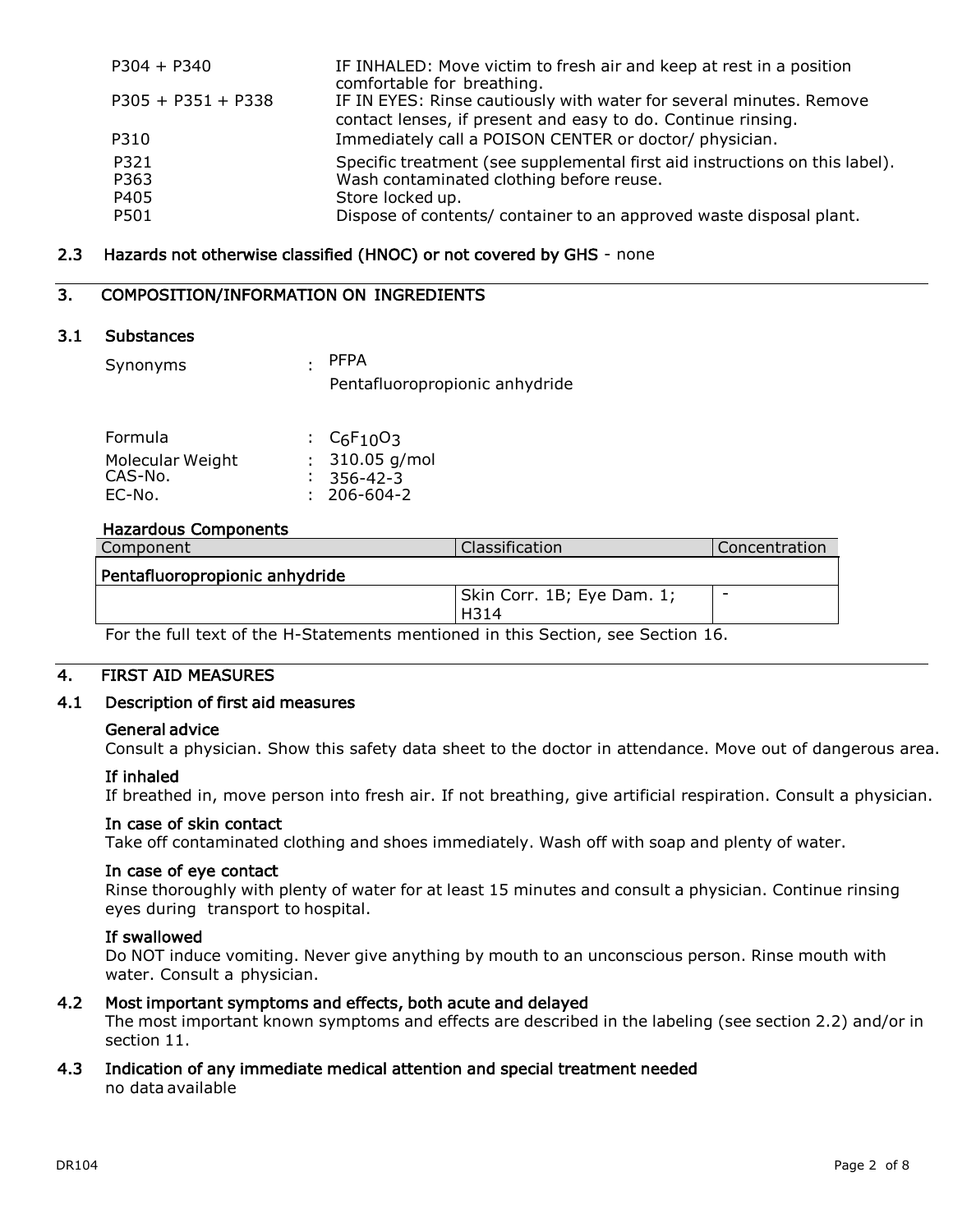| | |
|---|---|
| P304 + P340 | IF INHALED: Move victim to fresh air and keep at rest in a position comfortable for breathing. |
| P305 + P351 + P338 | IF IN EYES: Rinse cautiously with water for several minutes. Remove contact lenses, if present and easy to do. Continue rinsing. |
| P310 | Immediately call a POISON CENTER or doctor/ physician. |
| P321 | Specific treatment (see supplemental first aid instructions on this label). |
| P363 | Wash contaminated clothing before reuse. |
| P405 | Store locked up. |
| P501 | Dispose of contents/ container to an approved waste disposal plant. |

### 2.3 Hazards not otherwise classified (HNOC) or not covered by GHS - none

## 3. COMPOSITION/INFORMATION ON INGREDIENTS

### 3.1 Substances

Synonyms : PFPA
Pentafluoropropionic anhydride

Formula : $C_6F_{10}O_3$
Molecular Weight : 310.05 g/mol
CAS-No. : 356-42-3
EC-No. : 206-604-2

**Hazardous Components**

| Component | Classification | Concentration |
|---|---|---|
| **Pentafluoropropionic anhydride** | | |
| | Skin Corr. 1B; Eye Dam. 1; H314 | - |

For the full text of the H-Statements mentioned in this Section, see Section 16.

## 4. FIRST AID MEASURES

### 4.1 Description of first aid measures

**General advice**
Consult a physician. Show this safety data sheet to the doctor in attendance. Move out of dangerous area.

**If inhaled**
If breathed in, move person into fresh air. If not breathing, give artificial respiration. Consult a physician.

**In case of skin contact**
Take off contaminated clothing and shoes immediately. Wash off with soap and plenty of water.

**In case of eye contact**
Rinse thoroughly with plenty of water for at least 15 minutes and consult a physician. Continue rinsing eyes during transport to hospital.

**If swallowed**
Do NOT induce vomiting. Never give anything by mouth to an unconscious person. Rinse mouth with water. Consult a physician.

### 4.2 Most important symptoms and effects, both acute and delayed

The most important known symptoms and effects are described in the labeling (see section 2.2) and/or in section 11.

### 4.3 Indication of any immediate medical attention and special treatment needed

no data available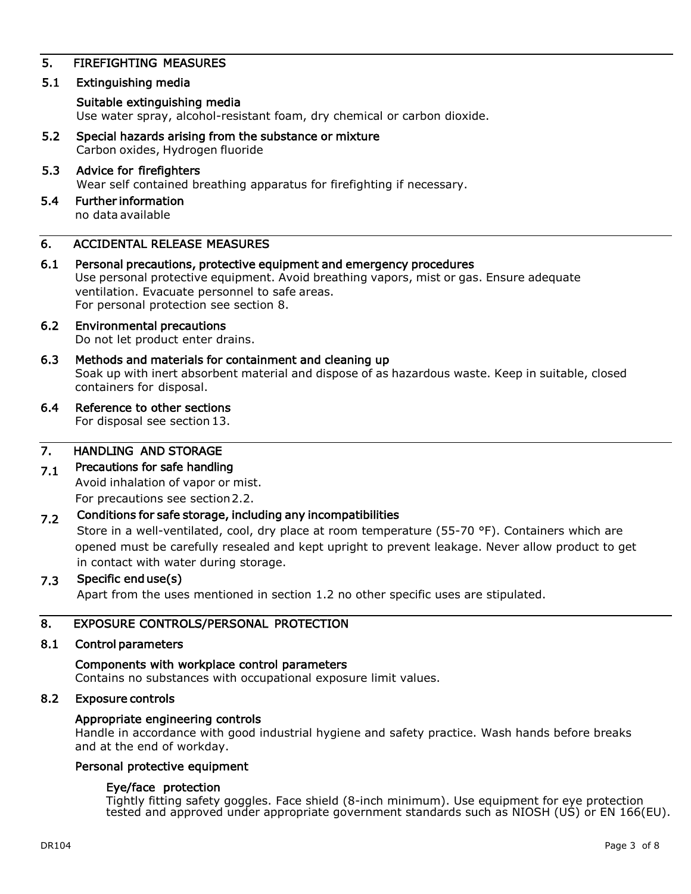## 5. FIREFIGHTING MEASURES

### 5.1 Extinguishing media

**Suitable extinguishing media**

Use water spray, alcohol-resistant foam, dry chemical or carbon dioxide.

### 5.2 Special hazards arising from the substance or mixture

Carbon oxides, Hydrogen fluoride

### 5.3 Advice for firefighters

Wear self contained breathing apparatus for firefighting if necessary.

### 5.4 Further information

no data available

## 6. ACCIDENTAL RELEASE MEASURES

### 6.1 Personal precautions, protective equipment and emergency procedures

Use personal protective equipment. Avoid breathing vapors, mist or gas. Ensure adequate ventilation. Evacuate personnel to safe areas.
For personal protection see section 8.

### 6.2 Environmental precautions

Do not let product enter drains.

### 6.3 Methods and materials for containment and cleaning up

Soak up with inert absorbent material and dispose of as hazardous waste. Keep in suitable, closed containers for disposal.

### 6.4 Reference to other sections

For disposal see section 13.

## 7. HANDLING AND STORAGE

### 7.1 Precautions for safe handling

Avoid inhalation of vapor or mist.
For precautions see section 2.2.

### 7.2 Conditions for safe storage, including any incompatibilities

Store in a well-ventilated, cool, dry place at room temperature (55-70 °F). Containers which are opened must be carefully resealed and kept upright to prevent leakage. Never allow product to get in contact with water during storage.

### 7.3 Specific end use(s)

Apart from the uses mentioned in section 1.2 no other specific uses are stipulated.

## 8. EXPOSURE CONTROLS/PERSONAL PROTECTION

### 8.1 Control parameters

**Components with workplace control parameters**

Contains no substances with occupational exposure limit values.

### 8.2 Exposure controls

**Appropriate engineering controls**

Handle in accordance with good industrial hygiene and safety practice. Wash hands before breaks and at the end of workday.

**Personal protective equipment**

**Eye/face protection**

Tightly fitting safety goggles. Face shield (8-inch minimum). Use equipment for eye protection tested and approved under appropriate government standards such as NIOSH (US) or EN 166(EU).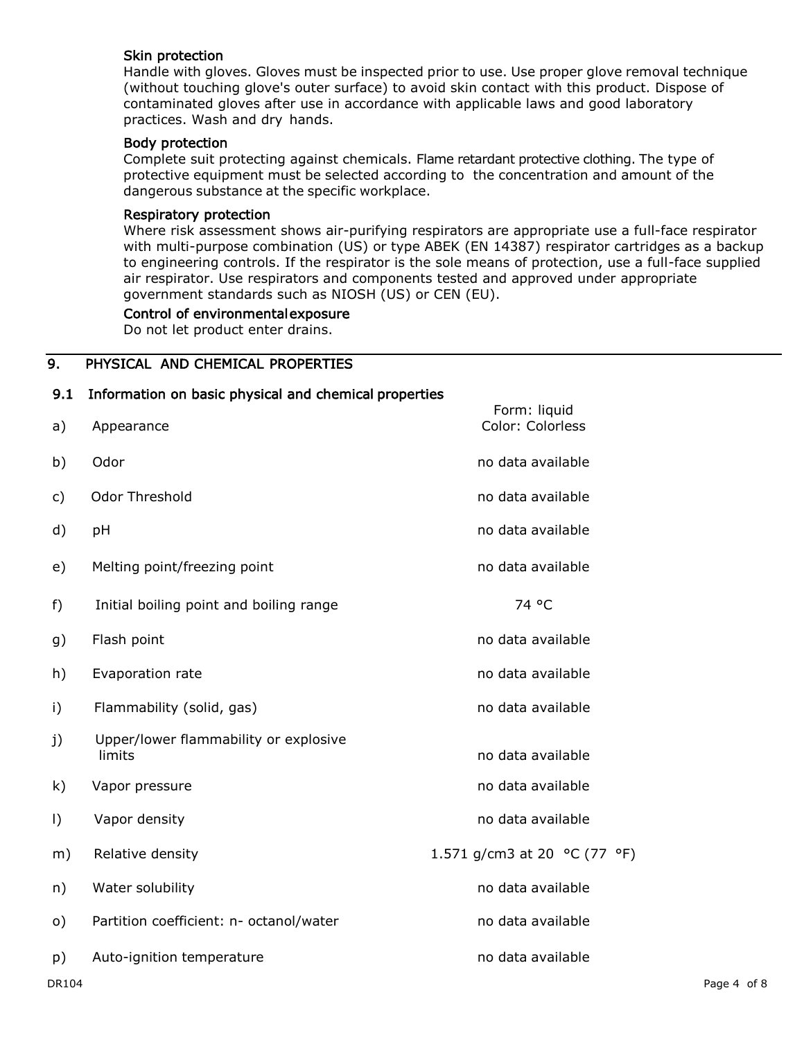#### Skin protection

Handle with gloves. Gloves must be inspected prior to use. Use proper glove removal technique (without touching glove's outer surface) to avoid skin contact with this product. Dispose of contaminated gloves after use in accordance with applicable laws and good laboratory practices. Wash and dry hands.

#### Body protection

Complete suit protecting against chemicals. Flame retardant protective clothing. The type of protective equipment must be selected according to the concentration and amount of the dangerous substance at the specific workplace.

#### Respiratory protection

Where risk assessment shows air-purifying respirators are appropriate use a full-face respirator with multi-purpose combination (US) or type ABEK (EN 14387) respirator cartridges as a backup to engineering controls. If the respirator is the sole means of protection, use a full-face supplied air respirator. Use respirators and components tested and approved under appropriate government standards such as NIOSH (US) or CEN (EU).

#### Control of environmental exposure

Do not let product enter drains.

## 9. PHYSICAL AND CHEMICAL PROPERTIES

### 9.1 Information on basic physical and chemical properties

| | Property | Value |
|---|---|---|
| a) | Appearance | Form: liquid<br>Color: Colorless |
| b) | Odor | no data available |
| c) | Odor Threshold | no data available |
| d) | pH | no data available |
| e) | Melting point/freezing point | no data available |
| f) | Initial boiling point and boiling range | 74 °C |
| g) | Flash point | no data available |
| h) | Evaporation rate | no data available |
| i) | Flammability (solid, gas) | no data available |
| j) | Upper/lower flammability or explosive limits | no data available |
| k) | Vapor pressure | no data available |
| l) | Vapor density | no data available |
| m) | Relative density | 1.571 g/cm3 at 20 °C (77 °F) |
| n) | Water solubility | no data available |
| o) | Partition coefficient: n- octanol/water | no data available |
| p) | Auto-ignition temperature | no data available |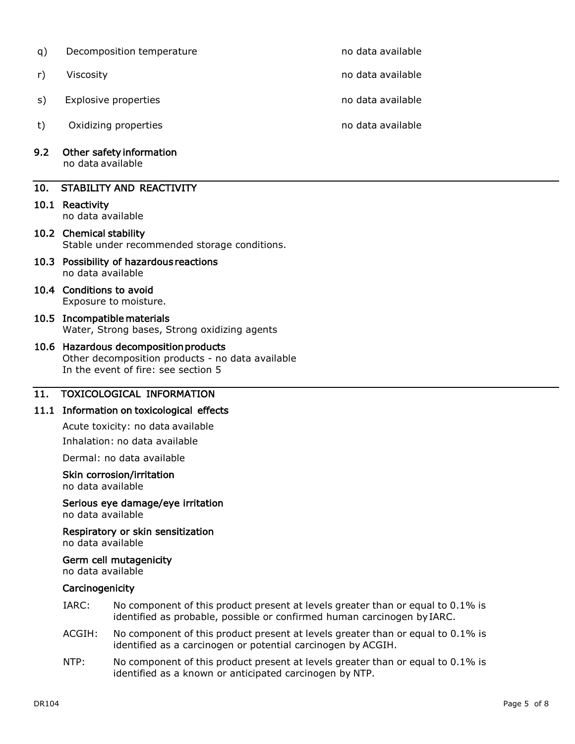| | | |
|---|---|---|
| q) | Decomposition temperature | no data available |
| r) | Viscosity | no data available |
| s) | Explosive properties | no data available |
| t) | Oxidizing properties | no data available |

**9.2 Other safety information**
no data available

## 10. STABILITY AND REACTIVITY

**10.1 Reactivity**
no data available

**10.2 Chemical stability**
Stable under recommended storage conditions.

**10.3 Possibility of hazardous reactions**
no data available

**10.4 Conditions to avoid**
Exposure to moisture.

**10.5 Incompatible materials**
Water, Strong bases, Strong oxidizing agents

**10.6 Hazardous decomposition products**
Other decomposition products - no data available
In the event of fire: see section 5

## 11. TOXICOLOGICAL INFORMATION

**11.1 Information on toxicological effects**

Acute toxicity: no data available

Inhalation: no data available

Dermal: no data available

**Skin corrosion/irritation**
no data available

**Serious eye damage/eye irritation**
no data available

**Respiratory or skin sensitization**
no data available

**Germ cell mutagenicity**
no data available

**Carcinogenicity**

IARC: No component of this product present at levels greater than or equal to 0.1% is identified as probable, possible or confirmed human carcinogen by IARC.

ACGIH: No component of this product present at levels greater than or equal to 0.1% is identified as a carcinogen or potential carcinogen by ACGIH.

NTP: No component of this product present at levels greater than or equal to 0.1% is identified as a known or anticipated carcinogen by NTP.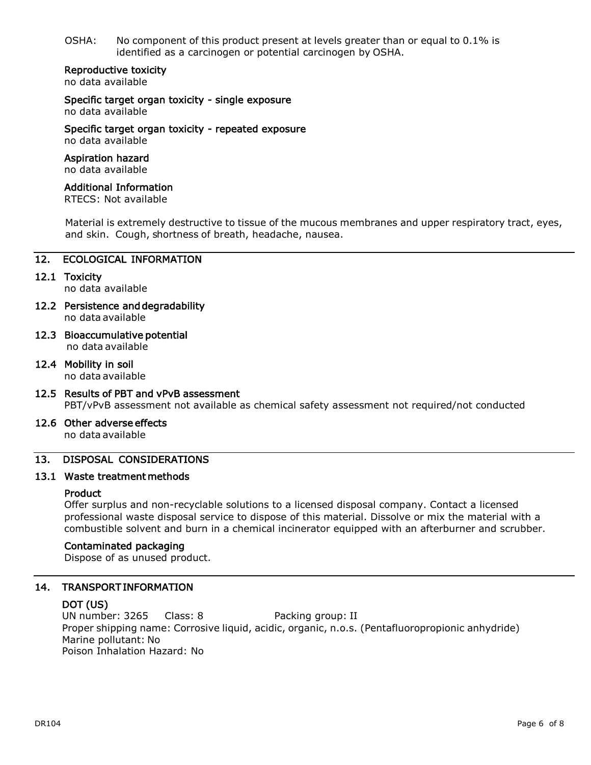OSHA: No component of this product present at levels greater than or equal to 0.1% is identified as a carcinogen or potential carcinogen by OSHA.

**Reproductive toxicity**
no data available

**Specific target organ toxicity - single exposure**
no data available

**Specific target organ toxicity - repeated exposure**
no data available

**Aspiration hazard**
no data available

**Additional Information**
RTECS: Not available

Material is extremely destructive to tissue of the mucous membranes and upper respiratory tract, eyes, and skin. Cough, shortness of breath, headache, nausea.

## 12. ECOLOGICAL INFORMATION

### 12.1 Toxicity
no data available

### 12.2 Persistence and degradability
no data available

### 12.3 Bioaccumulative potential
no data available

### 12.4 Mobility in soil
no data available

### 12.5 Results of PBT and vPvB assessment
PBT/vPvB assessment not available as chemical safety assessment not required/not conducted

### 12.6 Other adverse effects
no data available

## 13. DISPOSAL CONSIDERATIONS

### 13.1 Waste treatment methods

**Product**
Offer surplus and non-recyclable solutions to a licensed disposal company. Contact a licensed professional waste disposal service to dispose of this material. Dissolve or mix the material with a combustible solvent and burn in a chemical incinerator equipped with an afterburner and scrubber.

**Contaminated packaging**
Dispose of as unused product.

## 14. TRANSPORT INFORMATION

**DOT (US)**
UN number: 3265 Class: 8 Packing group: II
Proper shipping name: Corrosive liquid, acidic, organic, n.o.s. (Pentafluoropropionic anhydride)
Marine pollutant: No
Poison Inhalation Hazard: No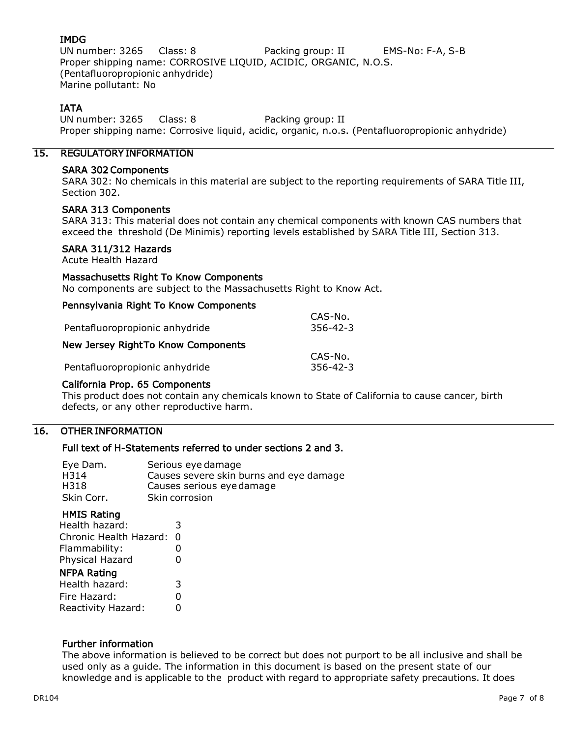### IMDG

UN number: 3265  Class: 8  Packing group: II  EMS-No: F-A, S-B
Proper shipping name: CORROSIVE LIQUID, ACIDIC, ORGANIC, N.O.S. (Pentafluoropropionic anhydride)
Marine pollutant: No

### IATA

UN number: 3265  Class: 8  Packing group: II
Proper shipping name: Corrosive liquid, acidic, organic, n.o.s. (Pentafluoropropionic anhydride)

## 15. REGULATORY INFORMATION

### SARA 302 Components

SARA 302: No chemicals in this material are subject to the reporting requirements of SARA Title III, Section 302.

### SARA 313 Components

SARA 313: This material does not contain any chemical components with known CAS numbers that exceed the threshold (De Minimis) reporting levels established by SARA Title III, Section 313.

### SARA 311/312 Hazards

Acute Health Hazard

### Massachusetts Right To Know Components

No components are subject to the Massachusetts Right to Know Act.

### Pennsylvania Right To Know Components

| | CAS-No. |
|---|---|
| Pentafluoropropionic anhydride | 356-42-3 |

### New Jersey Right To Know Components

| | CAS-No. |
|---|---|
| Pentafluoropropionic anhydride | 356-42-3 |

### California Prop. 65 Components

This product does not contain any chemicals known to State of California to cause cancer, birth defects, or any other reproductive harm.

## 16. OTHER INFORMATION

### Full text of H-Statements referred to under sections 2 and 3.

| | |
|---|---|
| Eye Dam. | Serious eye damage |
| H314 | Causes severe skin burns and eye damage |
| H318 | Causes serious eye damage |
| Skin Corr. | Skin corrosion |

### HMIS Rating

| | |
|---|---|
| Health hazard: | 3 |
| Chronic Health Hazard: | 0 |
| Flammability: | 0 |
| Physical Hazard | 0 |

### NFPA Rating

| | |
|---|---|
| Health hazard: | 3 |
| Fire Hazard: | 0 |
| Reactivity Hazard: | 0 |

### Further information

The above information is believed to be correct but does not purport to be all inclusive and shall be used only as a guide. The information in this document is based on the present state of our knowledge and is applicable to the product with regard to appropriate safety precautions. It does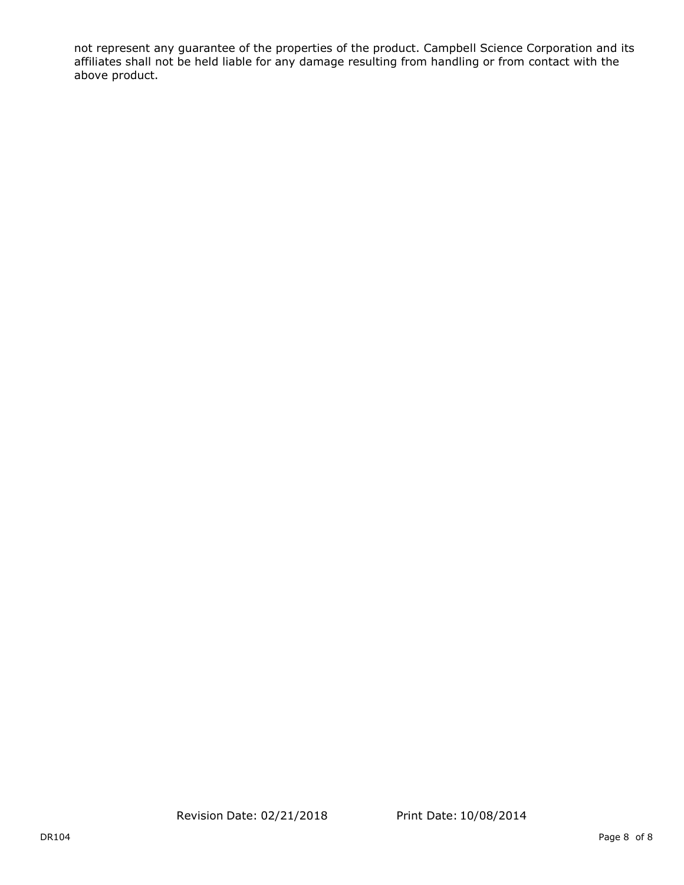not represent any guarantee of the properties of the product. Campbell Science Corporation and its affiliates shall not be held liable for any damage resulting from handling or from contact with the above product.